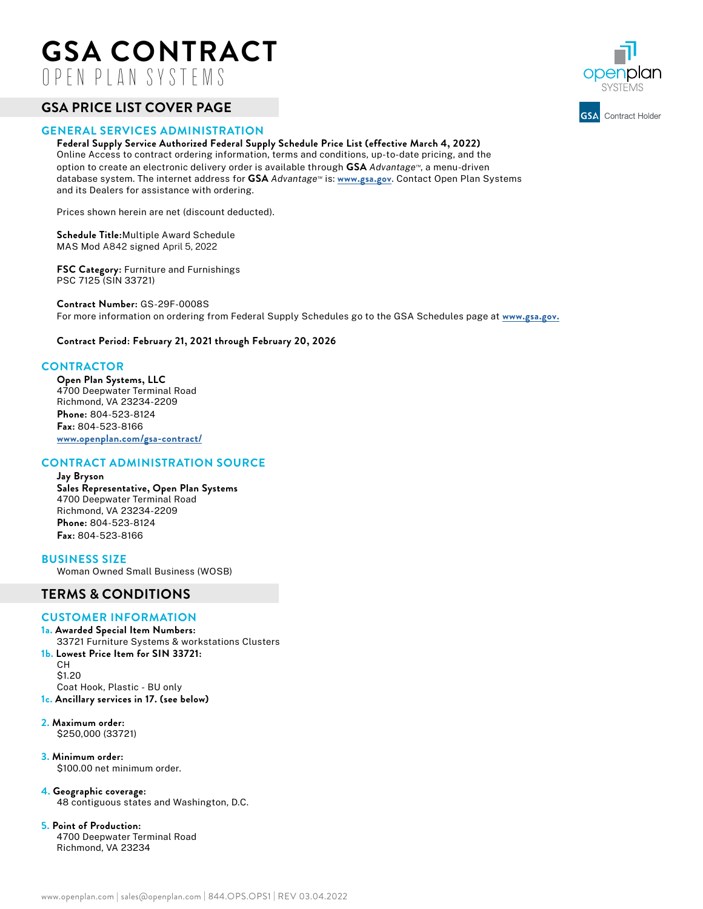# GSA CONTRACT

OPEN PLAN SYSTEMS

openplan SYSTEMS

GSA Contract Holder

## GSA PRICE LIST COVER PAGE

### GENERAL SERVICES ADMINISTRATION

**Federal Supply Service Authorized Federal Supply Schedule Price List (effective March 4, 2022)**
Online Access to contract ordering information, terms and conditions, up-to-date pricing, and the option to create an electronic delivery order is available through **GSA** *Advantage*™, a menu-driven database system. The internet address for **GSA** *Advantage*™ is: **www.gsa.gov**. Contact Open Plan Systems and its Dealers for assistance with ordering.

Prices shown herein are net (discount deducted).

**Schedule Title:** Multiple Award Schedule
MAS Mod A842 signed April 5, 2022

**FSC Category:** Furniture and Furnishings
PSC 7125 (SIN 33721)

**Contract Number:** GS-29F-0008S
For more information on ordering from Federal Supply Schedules go to the GSA Schedules page at **www.gsa.gov.**

**Contract Period: February 21, 2021 through February 20, 2026**

### CONTRACTOR

**Open Plan Systems, LLC**
4700 Deepwater Terminal Road
Richmond, VA 23234-2209
**Phone:** 804-523-8124
**Fax:** 804-523-8166
**www.openplan.com/gsa-contract/**

### CONTRACT ADMINISTRATION SOURCE

**Jay Bryson**
**Sales Representative, Open Plan Systems**
4700 Deepwater Terminal Road
Richmond, VA 23234-2209
**Phone:** 804-523-8124
**Fax:** 804-523-8166

### BUSINESS SIZE

Woman Owned Small Business (WOSB)

## TERMS & CONDITIONS

### CUSTOMER INFORMATION

**1a. Awarded Special Item Numbers:**
33721 Furniture Systems & workstations Clusters

**1b. Lowest Price Item for SIN 33721:**
CH
$1.20
Coat Hook, Plastic - BU only

**1c. Ancillary services in 17. (see below)**

**2. Maximum order:**
$250,000 (33721)

**3. Minimum order:**
$100.00 net minimum order.

**4. Geographic coverage:**
48 contiguous states and Washington, D.C.

**5. Point of Production:**
4700 Deepwater Terminal Road
Richmond, VA 23234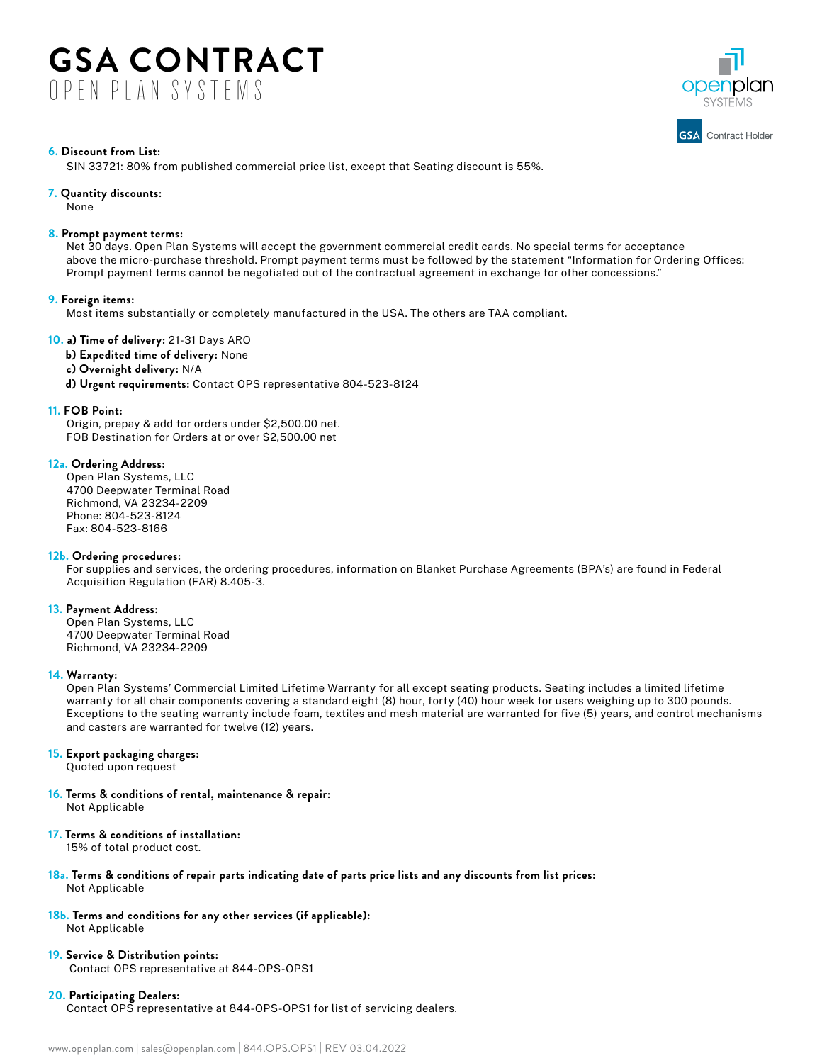# GSA CONTRACT

OPEN PLAN SYSTEMS

GSA Contract Holder

**6. Discount from List:**
SIN 33721: 80% from published commercial price list, except that Seating discount is 55%.

**7. Quantity discounts:**
None

**8. Prompt payment terms:**
Net 30 days. Open Plan Systems will accept the government commercial credit cards. No special terms for acceptance above the micro-purchase threshold. Prompt payment terms must be followed by the statement "Information for Ordering Offices: Prompt payment terms cannot be negotiated out of the contractual agreement in exchange for other concessions."

**9. Foreign items:**
Most items substantially or completely manufactured in the USA. The others are TAA compliant.

**10. a) Time of delivery:** 21-31 Days ARO
**b) Expedited time of delivery:** None
**c) Overnight delivery:** N/A
**d) Urgent requirements:** Contact OPS representative 804-523-8124

**11. FOB Point:**
Origin, prepay & add for orders under $2,500.00 net.
FOB Destination for Orders at or over $2,500.00 net

**12a. Ordering Address:**
Open Plan Systems, LLC
4700 Deepwater Terminal Road
Richmond, VA 23234-2209
Phone: 804-523-8124
Fax: 804-523-8166

**12b. Ordering procedures:**
For supplies and services, the ordering procedures, information on Blanket Purchase Agreements (BPA's) are found in Federal Acquisition Regulation (FAR) 8.405-3.

**13. Payment Address:**
Open Plan Systems, LLC
4700 Deepwater Terminal Road
Richmond, VA 23234-2209

**14. Warranty:**
Open Plan Systems' Commercial Limited Lifetime Warranty for all except seating products. Seating includes a limited lifetime warranty for all chair components covering a standard eight (8) hour, forty (40) hour week for users weighing up to 300 pounds. Exceptions to the seating warranty include foam, textiles and mesh material are warranted for five (5) years, and control mechanisms and casters are warranted for twelve (12) years.

**15. Export packaging charges:**
Quoted upon request

**16. Terms & conditions of rental, maintenance & repair:**
Not Applicable

**17. Terms & conditions of installation:**
15% of total product cost.

**18a. Terms & conditions of repair parts indicating date of parts price lists and any discounts from list prices:**
Not Applicable

**18b. Terms and conditions for any other services (if applicable):**
Not Applicable

**19. Service & Distribution points:**
Contact OPS representative at 844-OPS-OPS1

**20. Participating Dealers:**
Contact OPS representative at 844-OPS-OPS1 for list of servicing dealers.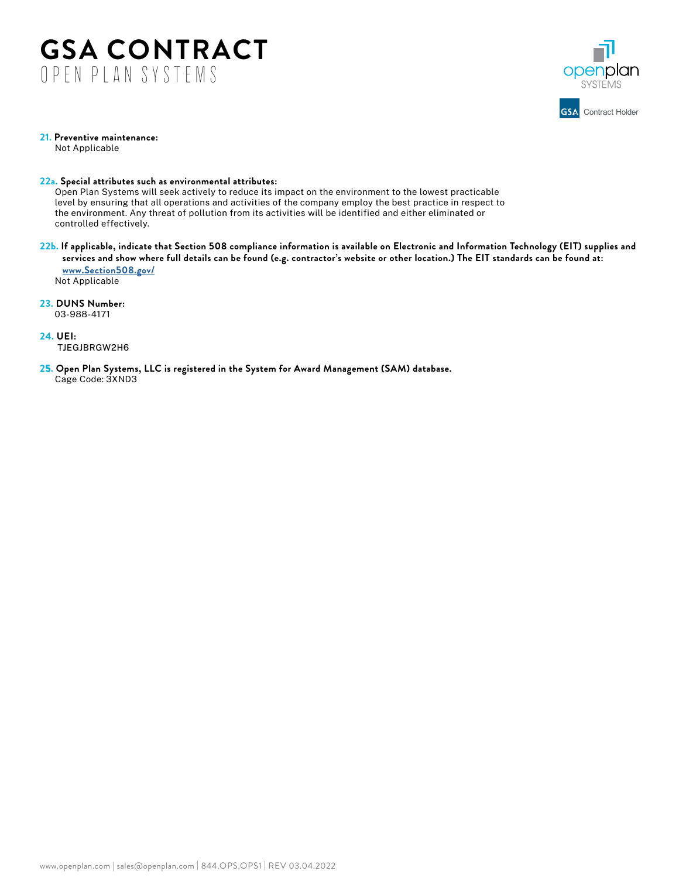# GSA CONTRACT

OPEN PLAN SYSTEMS

openplan SYSTEMS

GSA Contract Holder

**21. Preventive maintenance:**
Not Applicable

**22a. Special attributes such as environmental attributes:**
Open Plan Systems will seek actively to reduce its impact on the environment to the lowest practicable level by ensuring that all operations and activities of the company employ the best practice in respect to the environment. Any threat of pollution from its activities will be identified and either eliminated or controlled effectively.

**22b. If applicable, indicate that Section 508 compliance information is available on Electronic and Information Technology (EIT) supplies and services and show where full details can be found (e.g. contractor's website or other location.) The EIT standards can be found at: [www.Section508.gov/](www.Section508.gov/)**
Not Applicable

**23. DUNS Number:**
03-988-4171

**24. UEI:**
TJEGJBRGW2H6

**25. Open Plan Systems, LLC is registered in the System for Award Management (SAM) database.**
Cage Code: 3XND3

www.openplan.com | sales@openplan.com | 844.OPS.OPS1 | REV 03.04.2022